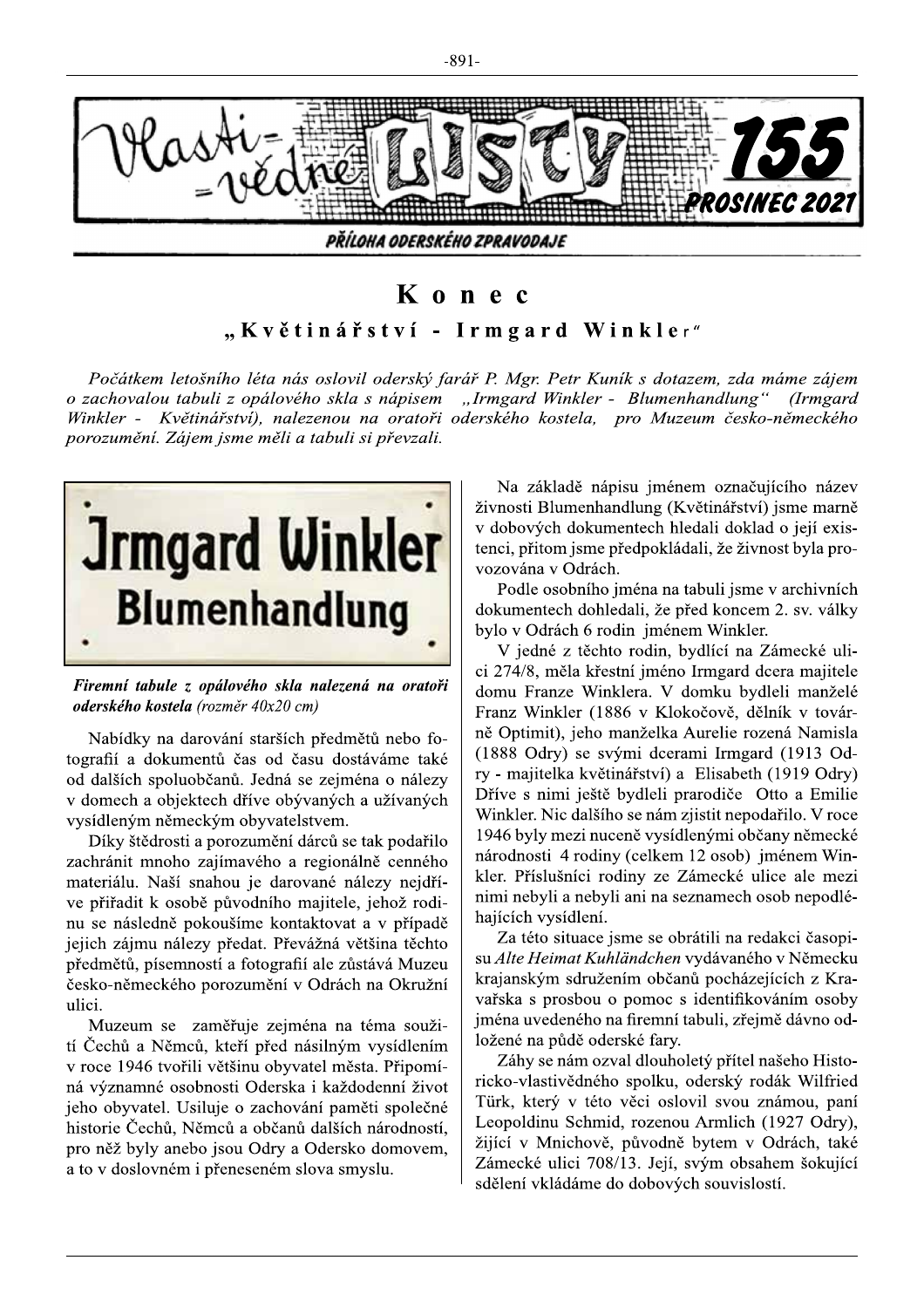# K o n e c

## „Květinářství - Irmgard Winkler"

*Počátkem letošního léta nás oslovil oderský farář P. Mgr. Petr Kuník s dotazem, zda máme zájem o zachovalou tabuli z opálového skla s nápisem „Irmgard Winkler - Blumenhandlung" (Irmgard Winkler - Květinářství), nalezenou na oratoři oderského kostela, pro Muzeum česko-německého porozumění. Zájem jsme měli a tabuli si převzali.*

**Firemní tabule z opálového skla nalezená na oratoři oderského kostela** *(rozměr 40x20 cm)*

Nabídky na darování starších předmětů nebo fotografií a dokumentů čas od času dostáváme také od dalších spoluobčanů. Jedná se zejména o nálezy v domech a objektech dříve obývaných a užívaných vysídleným německým obyvatelstvem.

Díky štědrosti a porozumění dárců se tak podařilo zachránit mnoho zajímavého a regionálně cenného materiálu. Naší snahou je darované nálezy nejdříve přiřadit k osobě původního majitele, jehož rodinu se následně pokoušíme kontaktovat a v případě jejich zájmu nálezy předat. Převážná většina těchto předmětů, písemností a fotografií ale zůstává Muzeu česko-německého porozumění v Odrách na Okružní ulici.

Muzeum se zaměřuje zejména na téma soužití Čechů a Němců, kteří před násilným vysídlením v roce 1946 tvořili většinu obyvatel města. Připomíná významné osobnosti Oderska i každodenní život jeho obyvatel. Usiluje o zachování paměti společné historie Čechů, Němců a občanů dalších národností, pro něž byly anebo jsou Odry a Odersko domovem, a to v doslovném i přeneseném slova smyslu.

Na základě nápisu jménem označujícího název živnosti Blumenhandlung (Květinářství) jsme marně v dobových dokumentech hledali doklad o její existenci, přitom jsme předpokládali, že živnost byla provozována v Odrách.

Podle osobního jména na tabuli jsme v archivních dokumentech dohledali, že před koncem 2. sv. války bylo v Odrách 6 rodin jménem Winkler.

V jedné z těchto rodin, bydlící na Zámecké ulici 274/8, měla křestní jméno Irmgard dcera majitele domu Franze Winklera. V domku bydleli manželé Franz Winkler (1886 v Klokočově, dělník v továrně Optimit), jeho manželka Aurelie rozená Namisla (1888 Odry) se svými dcerami Irmgard (1913 Odry - majitelka květinářství) a Elisabeth (1919 Odry) Dříve s nimi ještě bydleli prarodiče Otto a Emilie Winkler. Nic dalšího se nám zjistit nepodařilo. V roce 1946 byly mezi nuceně vysídlenými občany německé národnosti 4 rodiny (celkem 12 osob) jménem Winkler. Příslušníci rodiny ze Zámecké ulice ale mezi nimi nebyli a nebyli ani na seznamech osob nepodléhajících vysídlení.

Za této situace jsme se obrátili na redakci časopisu *Alte Heimat Kuhländchen* vydávaného v Německu krajanským sdružením občanů pocházejících z Kravařska s prosbou o pomoc s identifikováním osoby jména uvedeného na firemní tabuli, zřejmě dávno odložené na půdě oderské fary.

Záhy se nám ozval dlouholetý přítel našeho Historicko-vlastivědného spolku, oderský rodák Wilfried Türk, který v této věci oslovil svou známou, paní Leopoldinu Schmid, rozenou Armlich (1927 Odry), žijící v Mnichově, původně bytem v Odrách, také Zámecké ulici 708/13. Její, svým obsahem šokující sdělení vkládáme do dobových souvislostí.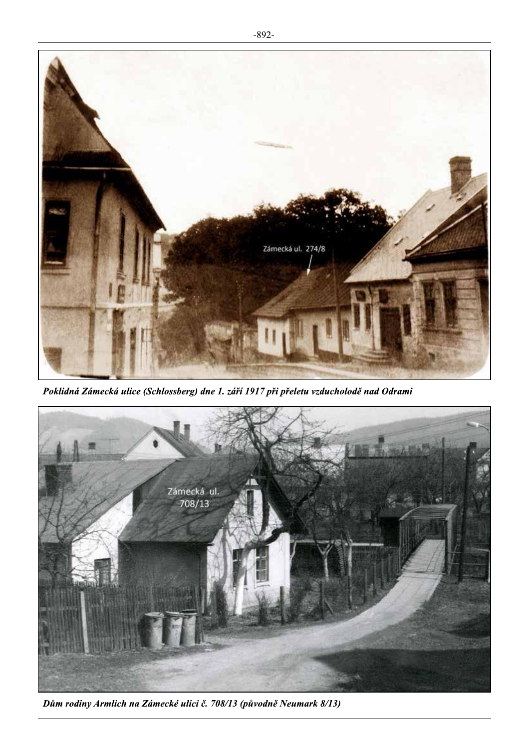*Poklidná Zámecká ulice (Schlossberg) dne 1. září 1917 při přeletu vzducholodě nad Odrami*

*Dům rodiny Armlich na Zámecké ulici č. 708/13 (původně Neumark 8/13)*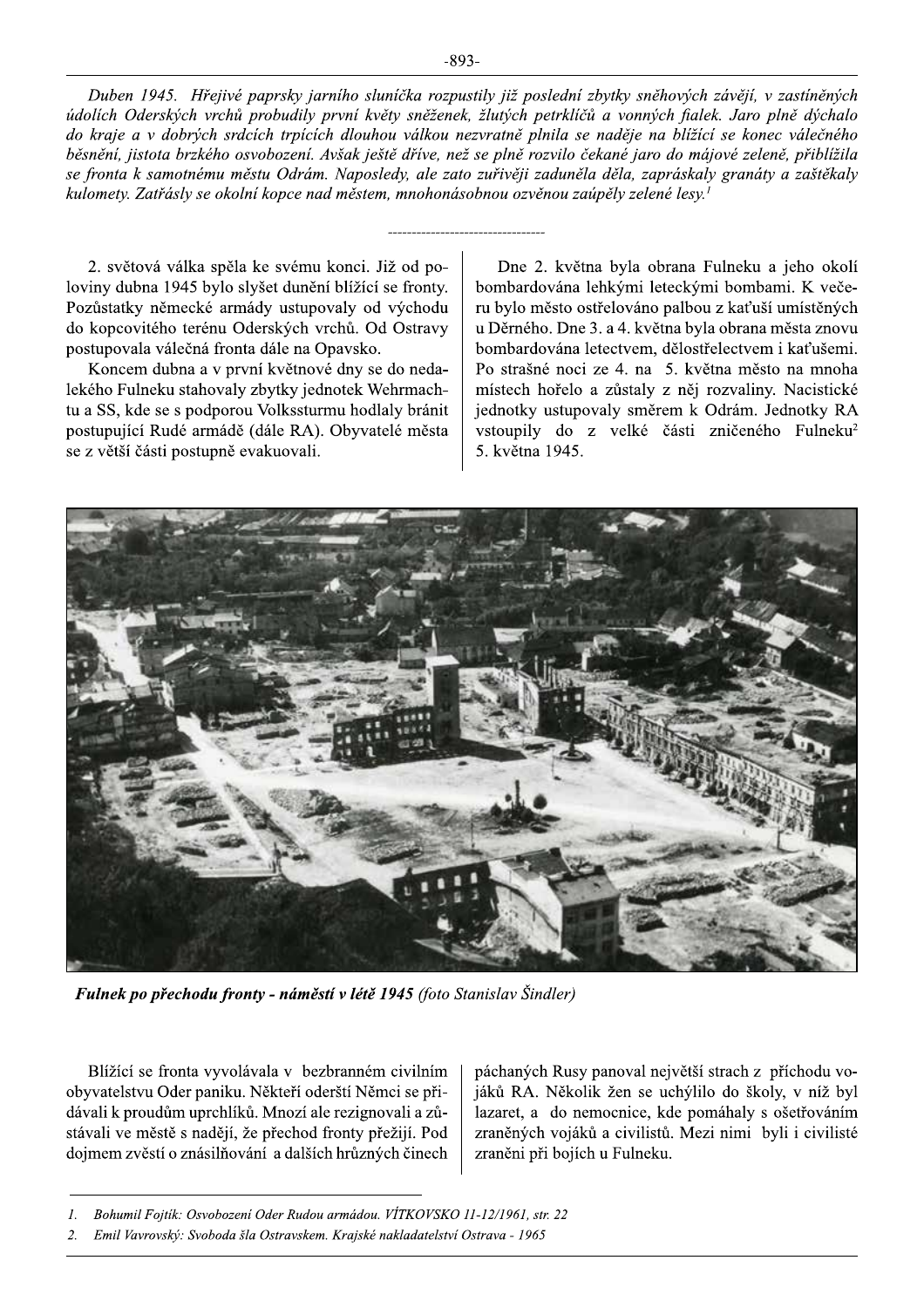*Duben 1945. Hřejivé paprsky jarního sluníčka rozpustily již poslední zbytky sněhových závějí, v zastíněných údolích Oderských vrchů probudily první květy sněženek, žlutých petrklíčů a vonných fialek. Jaro plně dýchalo do kraje a v dobrých srdcích trpících dlouhou válkou nezvratně plnila se naděje na blížící se konec válečného běsnění, jistota brzkého osvobození. Avšak ještě dříve, než se plně rozvilo čekané jaro do májové zeleně, přiblížila se fronta k samotnému městu Odrám. Naposledy, ale zato zuřivěji zaduněla děla, zapráskaly granáty a zaštěkaly kulomety. Zatřásly se okolní kopce nad městem, mnohonásobnou ozvěnou zaúpěly zelené lesy.*[1]

---

2. světová válka spěla ke svému konci. Již od poloviny dubna 1945 bylo slyšet dunění blížící se fronty. Pozůstatky německé armády ustupovaly od východu do kopcovitého terénu Oderských vrchů. Od Ostravy postupovala válečná fronta dále na Opavsko.

Koncem dubna a v první květnové dny se do nedalekého Fulneku stahovaly zbytky jednotek Wehrmachtu a SS, kde se s podporou Volkssturmu hodlaly bránit postupující Rudé armádě (dále RA). Obyvatelé města se z větší části postupně evakuovali.

Dne 2. května byla obrana Fulneku a jeho okolí bombardována lehkými leteckými bombami. K večeru bylo město ostřelováno palbou z kaťuší umístěných u Děrného. Dne 3. a 4. května byla obrana města znovu bombardována letectvem, dělostřelectvem i kaťušemi. Po strašné noci ze 4. na 5. května město na mnoha místech hořelo a zůstaly z něj rozvaliny. Nacistické jednotky ustupovaly směrem k Odrám. Jednotky RA vstoupily do z velké části zničeného Fulneku[2] 5. května 1945.

***Fulnek po přechodu fronty - náměstí v létě 1945*** *(foto Stanislav Šindler)*

Blížící se fronta vyvolávala v bezbranném civilním obyvatelstvu Oder paniku. Někteří oderští Němci se přidávali k proudům uprchlíků. Mnozí ale rezignovali a zůstávali ve městě s nadějí, že přechod fronty přežijí. Pod dojmem zvěstí o znásilňování a dalších hrůzných činech páchaných Rusy panoval největší strach z příchodu vojáků RA. Několik žen se uchýlilo do školy, v níž byl lazaret, a do nemocnice, kde pomáhaly s ošetřováním zraněných vojáků a civilistů. Mezi nimi byli i civilisté zraněni při bojích u Fulneku.

---

1. *Bohumil Fojtík: Osvobození Oder Rudou armádou. VÍTKOVSKO 11-12/1961, str. 22*
2. *Emil Vavrovský: Svoboda šla Ostravskem. Krajské nakladatelství Ostrava - 1965*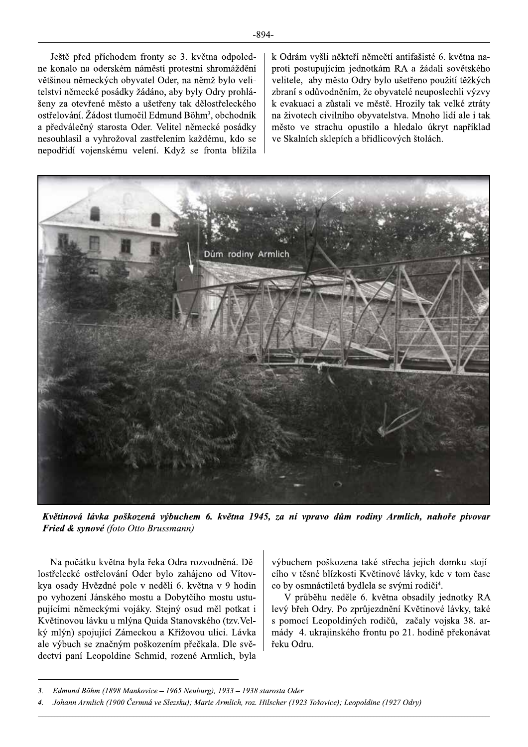Ještě před příchodem fronty se 3. května odpoledne konalo na oderském náměstí protestní shromáždění většinou německých obyvatel Oder, na němž bylo velitelství německé posádky žádáno, aby byly Odry prohlášeny za otevřené město a ušetřeny tak dělostřeleckého ostřelování. Žádost tlumočil Edmund Böhm[3], obchodník a předválečný starosta Oder. Velitel německé posádky nesouhlasil a vyhrožoval zastřelením každému, kdo se nepodřídí vojenskému velení. Když se fronta blížila k Odrám vyšli někteří němečtí antifašisté 6. května naproti postupujícím jednotkám RA a žádali sovětského velitele, aby město Odry bylo ušetřeno použití těžkých zbraní s odůvodněním, že obyvatelé neuposlechli výzvy k evakuaci a zůstali ve městě. Hrozily tak velké ztráty na životech civilního obyvatelstva. Mnoho lidí ale i tak město ve strachu opustilo a hledalo úkryt například ve Skalních sklepích a břidlicových štolách.

Dům rodiny Armlich

***Květinová lávka poškozená výbuchem 6. května 1945, za ní vpravo dům rodiny Armlich, nahoře pivovar Fried & synové*** *(foto Otto Brussmann)*

Na počátku května byla řeka Odra rozvodněná. Dělostřelecké ostřelování Oder bylo zahájeno od Vítovkya osady Hvězdné pole v neděli 6. května v 9 hodin po vyhození Jánského mostu a Dobytčího mostu ustupujícími německými vojáky. Stejný osud měl potkat i Květinovou lávku u mlýna Quida Stanovského (tzv. Velký mlýn) spojující Zámeckou a Křížovou ulici. Lávka ale výbuch se značným poškozením přečkala. Dle svědectví paní Leopoldine Schmid, rozené Armlich, byla výbuchem poškozena také střecha jejich domku stojícího v těsné blízkosti Květinové lávky, kde v tom čase co by osmnáctiletá bydlela se svými rodiči[4].

V průběhu neděle 6. května obsadily jednotky RA levý břeh Odry. Po zprůjezdnění Květinové lávky, také s pomocí Leopoldiných rodičů, začaly vojska 38. armády 4. ukrajinského frontu po 21. hodině překonávat řeku Odru.

---

3. *Edmund Böhm (1898 Mankovice – 1965 Neuburg), 1933 – 1938 starosta Oder*
4. *Johann Armlich (1900 Čermná ve Slezsku); Marie Armlich, roz. Hilscher (1923 Tošovice); Leopoldine (1927 Odry)*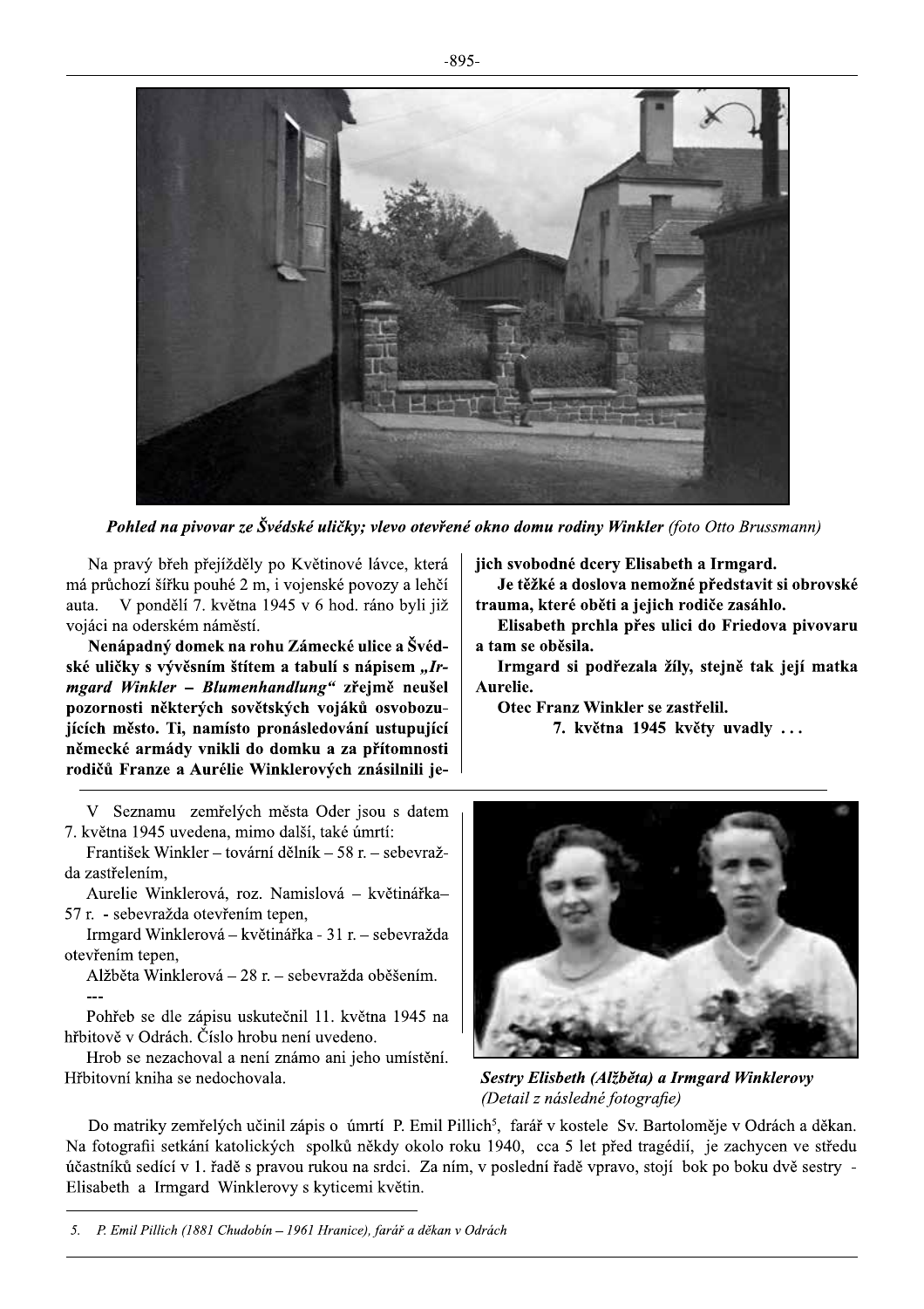*Pohled na pivovar ze Švédské uličky; vlevo otevřené okno domu rodiny Winkler* (foto Otto Brussmann)

Na pravý břeh přejížděly po Květinové lávce, která má průchozí šířku pouhé 2 m, i vojenské povozy a lehčí auta. V pondělí 7. května 1945 v 6 hod. ráno byli již vojáci na oderském náměstí.

**Nenápadný domek na rohu Zámecké ulice a Švédské uličky s vývěsním štítem a tabulí s nápisem „*Irmgard Winkler – Blumenhandlung*" zřejmě neušel pozornosti některých sovětských vojáků osvobozujících město. Ti, namísto pronásledování ustupující německé armády vnikli do domku a za přítomnosti rodičů Franze a Aurélie Winklerových znásilnili jejich svobodné dcery Elisabeth a Irmgard.**

**Je těžké a doslova nemožné představit si obrovské trauma, které oběti a jejich rodiče zasáhlo.**

**Elisabeth prchla přes ulici do Friedova pivovaru a tam se oběsila.**

**Irmgard si podřezala žíly, stejně tak její matka Aurelie.**

**Otec Franz Winkler se zastřelil.**

**7. května 1945 květy uvadly . . .**

V Seznamu zemřelých města Oder jsou s datem 7. května 1945 uvedena, mimo další, také úmrtí:

František Winkler – tovární dělník – 58 r. – sebevražda zastřelením,

Aurelie Winklerová, roz. Namislová – květinářka– 57 r. - sebevražda otevřením tepen,

Irmgard Winklerová – květinářka - 31 r. – sebevražda otevřením tepen,

Alžběta Winklerová – 28 r. – sebevražda oběšením.

---

Pohřeb se dle zápisu uskutečnil 11. května 1945 na hřbitově v Odrách. Číslo hrobu není uvedeno.

Hrob se nezachoval a není známo ani jeho umístění. Hřbitovní kniha se nedochovala.

***Sestry Elisbeth (Alžběta) a Irmgard Winklerovy***
*(Detail z následné fotografie)*

Do matriky zemřelých učinil zápis o úmrtí P. Emil Pillich[5], farář v kostele Sv. Bartoloměje v Odrách a děkan. Na fotografii setkání katolických spolků někdy okolo roku 1940, cca 5 let před tragédií, je zachycen ve středu účastníků sedící v 1. řadě s pravou rukou na srdci. Za ním, v poslední řadě vpravo, stojí bok po boku dvě sestry - Elisabeth a Irmgard Winklerovy s kyticemi květin.

---

5. *P. Emil Pillich (1881 Chudobín – 1961 Hranice), farář a děkan v Odrách*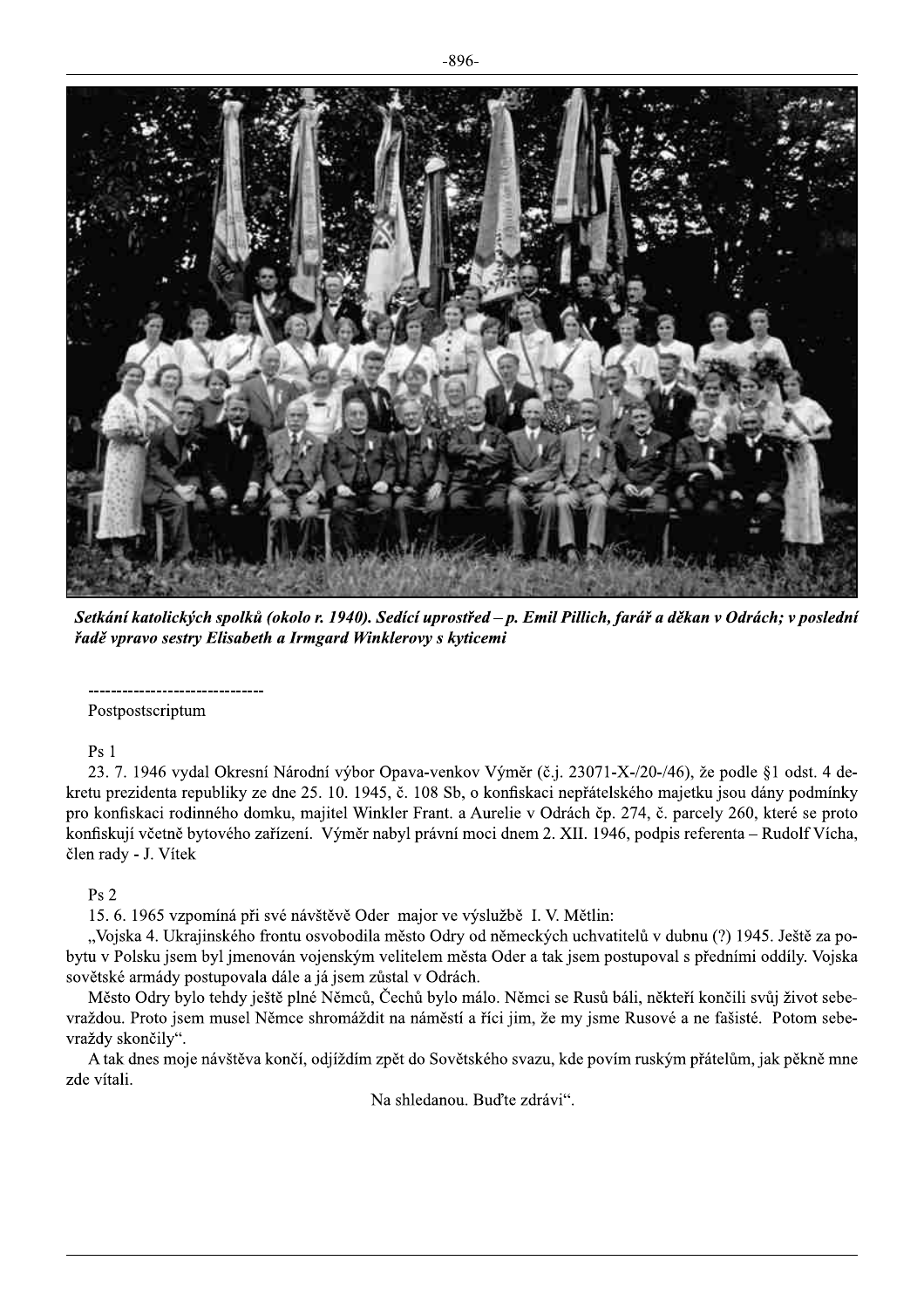*Setkání katolických spolků (okolo r. 1940). Sedící uprostřed – p. Emil Pillich, farář a děkan v Odrách; v poslední řadě vpravo sestry Elisabeth a Irmgard Winklerovy s kyticemi*

-------------------------------

Postpostscriptum

Ps 1

23. 7. 1946 vydal Okresní Národní výbor Opava-venkov Výměr (č.j. 23071-X-/20-/46), že podle §1 odst. 4 dekretu prezidenta republiky ze dne 25. 10. 1945, č. 108 Sb, o konfiskaci nepřátelského majetku jsou dány podmínky pro konfiskaci rodinného domku, majitel Winkler Frant. a Aurelie v Odrách čp. 274, č. parcely 260, které se proto konfiskují včetně bytového zařízení. Výměr nabyl právní moci dnem 2. XII. 1946, podpis referenta – Rudolf Vícha, člen rady - J. Vítek

Ps 2

15. 6. 1965 vzpomíná při své návštěvě Oder major ve výslužbě I. V. Mětlin:

„Vojska 4. Ukrajinského frontu osvobodila město Odry od německých uchvatitelů v dubnu (?) 1945. Ještě za pobytu v Polsku jsem byl jmenován vojenským velitelem města Oder a tak jsem postupoval s předními oddíly. Vojska sovětské armády postupovala dále a já jsem zůstal v Odrách.

Město Odry bylo tehdy ještě plné Němců, Čechů bylo málo. Němci se Rusů báli, někteří končili svůj život sebevraždou. Proto jsem musel Němce shromáždit na náměstí a říci jim, že my jsme Rusové a ne fašisté. Potom sebevraždy skončily".

A tak dnes moje návštěva končí, odjíždím zpět do Sovětského svazu, kde povím ruským přátelům, jak pěkně mne zde vítali.

Na shledanou. Buďte zdrávi".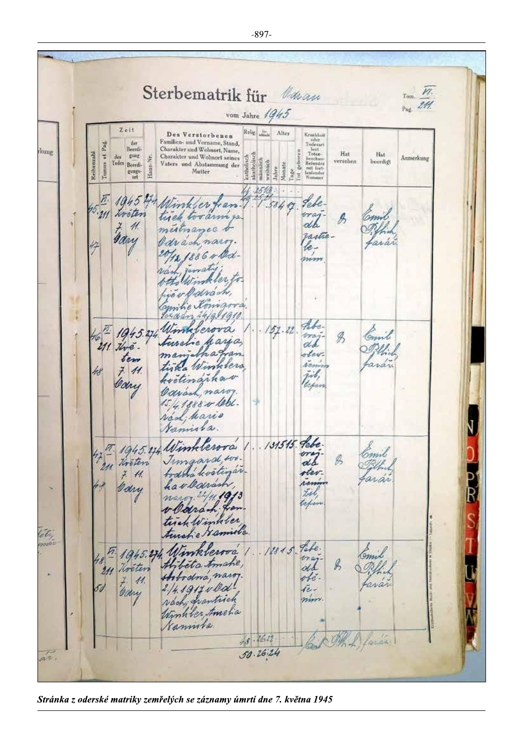**Sterbematrik für** Odrau

vom Jahre 1945

Tom. VI.
Pag. 211.

| Reihenzahl | Tomus et Pag. | Zeit des Todes / der Beerdigung / Beerdigungsort | Haus-Nr. | Des Verstorbenen Familien- und Vorname, Stand, Charakter und Wohnort, Name, Charakter und Wohnort seines Vaters und Abstammung der Mutter | Relig. katholisch | Relig. akatholisch | Geschlecht männlich | Geschlecht weiblich | Alter Jahre | Alter Monate | Alter Tage | tot geboren | Krankheit oder Todesart laut Totenbeschaubefundes mit fortlaufender Nummer | Hat versehen | Hat beerdigt | Anmerkung |
|---|---|---|---|---|---|---|---|---|---|---|---|---|---|---|---|---|
| | | | | | 44 | | 25 | 19 | | | | | | | | |
| 45 / 47 | VI. 211 | 1945 květen 7. 11. Odry | 274 | Winkler František továrník a místonamec v Odrách, naroz. 20/12 1886 v Odrách, ženatý, Otto Winkler, fojt v Odrách, Emilie Königová. Sezdán 24/9 1910. | 1 | | 1 | | 58 | 4 | 17 | | Sebevražda zastřelením. | Ø | Emil Pthil farář | |
| 46 / 48 | VI. 211 | 1945 Květen 7. 11. Odry | 274 | Winklerová Aurelie Marie, manželka Františka Winklera, květinářka v Odrách, naroz. 15/4 1888 v Odrách, Marie Namisla. | 1 | | | 1 | 57 | | 22 | | Sebevražda otevřením žil, lepen. | Ø | Emil Pthil farář | |
| 47 / 49 | VI. 211 | 1945 Květen 7. 11. Odry | 274 | Winklerová Irmgard, svobodná květinářka v Odrách, naroz. 22/11 1913 v Odrách. František Winkler, Aurelie Namisla. | 1 | | | 1 | 31 | 5 | 15 | | Sebevražda otevřením žil, lepen. | Ø | Emil Pthil farář | |
| 48 / 50 | VI. 211 | 1945 Květen 7. 11. Odry | 274 | Winklerová Alžběta Amalie, svobodná, naroz. 2/4 1917 v Odrách, František Winkler, Amalie Namisla. | 1 | | | 1 | 28 | 1 | 5 | | Sebevražda oběšením. | Ø | Emil Pthil farář | |
| | | | | | 48 | | 26 | 22 | | | | | | | Emil Pthil, farář | |
| | | | | | 50 | | 26 | 24 | | | | | | | | |

*Stránka z oderské matriky zemřelých se záznamy úmrtí dne 7. května 1945*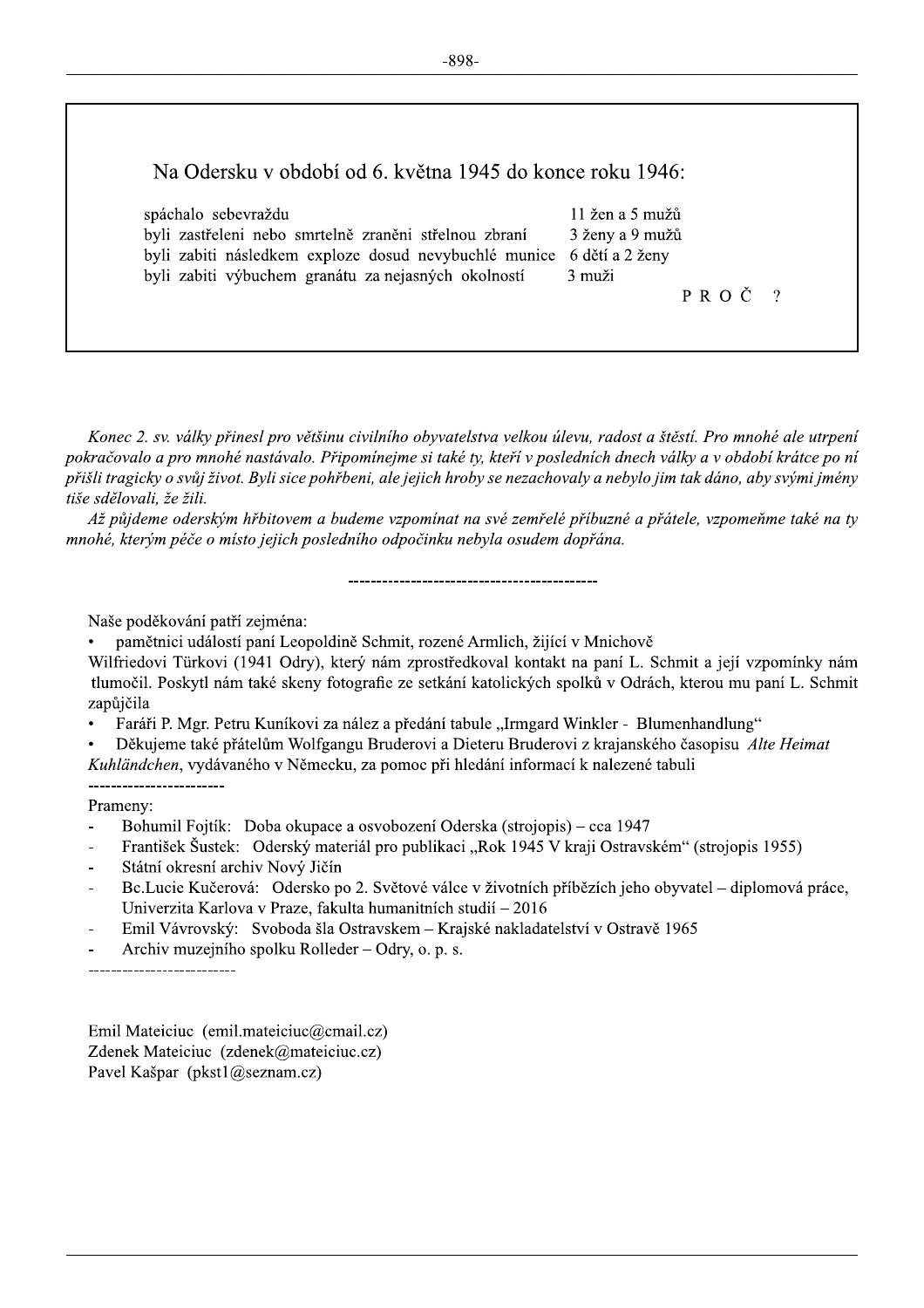## Na Odersku v období od 6. května 1945 do konce roku 1946:

| | |
|---|---|
| spáchalo sebevraždu | 11 žen a 5 mužů |
| byli zastřeleni nebo smrtelně zraněni střelnou zbraní | 3 ženy a 9 mužů |
| byli zabiti následkem exploze dosud nevybuchlé munice | 6 dětí a 2 ženy |
| byli zabiti výbuchem granátu za nejasných okolností | 3 muži |

P R O Č ?

*Konec 2. sv. války přinesl pro většinu civilního obyvatelstva velkou úlevu, radost a štěstí. Pro mnohé ale utrpení pokračovalo a pro mnohé nastávalo. Připomínejme si také ty, kteří v posledních dnech války a v období krátce po ní přišli tragicky o svůj život. Byli sice pohřbeni, ale jejich hroby se nezachovaly a nebylo jim tak dáno, aby svými jmény tiše sdělovali, že žili.*

*Až půjdeme oderským hřbitovem a budeme vzpomínat na své zemřelé příbuzné a přátele, vzpomeňme také na ty mnohé, kterým péče o místo jejich posledního odpočinku nebyla osudem dopřána.*

---

Naše poděkování patří zejména:

- pamětnici událostí paní Leopoldině Schmit, rozené Armlich, žijící v Mnichově

Wilfriedovi Türkovi (1941 Odry), který nám zprostředkoval kontakt na paní L. Schmit a její vzpomínky nám tlumočil. Poskytl nám také skeny fotografie ze setkání katolických spolků v Odrách, kterou mu paní L. Schmit zapůjčila

- Faráři P. Mgr. Petru Kuníkovi za nález a předání tabule „Irmgard Winkler - Blumenhandlung“
- Děkujeme také přátelům Wolfgangu Bruderovi a Dieteru Bruderovi z krajanského časopisu *Alte Heimat Kuhländchen*, vydávaného v Německu, za pomoc při hledání informací k nalezené tabuli

------------------------

Prameny:

- Bohumil Fojtík: Doba okupace a osvobození Oderska (strojopis) – cca 1947
- František Šustek: Oderský materiál pro publikaci „Rok 1945 V kraji Ostravském“ (strojopis 1955)
- Státní okresní archiv Nový Jičín
- Bc.Lucie Kučerová: Odersko po 2. Světové válce v životních příbězích jeho obyvatel – diplomová práce, Univerzita Karlova v Praze, fakulta humanitních studií – 2016
- Emil Vávrovský: Svoboda šla Ostravskem – Krajské nakladatelství v Ostravě 1965
- Archiv muzejního spolku Rolleder – Odry, o. p. s.

-------------------------

Emil Mateiciuc (emil.mateiciuc@cmail.cz)
Zdenek Mateiciuc (zdenek@mateiciuc.cz)
Pavel Kašpar (pkst1@seznam.cz)